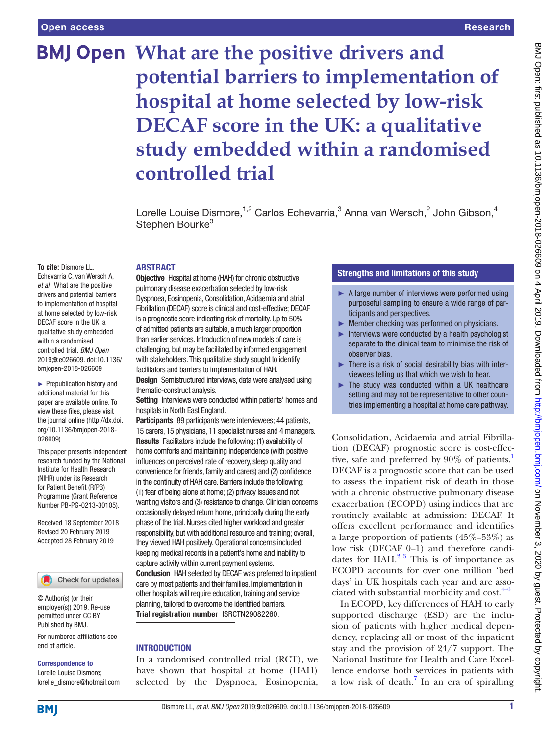# What are the positive drivers and potential barriers to implementation of hospital at home selected by low-risk DECAF score in the UK: a qualitative study embedded within a randomised controlled trial

Lorelle Louise Dismore,[1,2] Carlos Echevarria,[3] Anna van Wersch,[2] John Gibson,[4] Stephen Bourke[3]

**To cite:** Dismore LL, Echevarria C, van Wersch A, *et al.* What are the positive drivers and potential barriers to implementation of hospital at home selected by low-risk DECAF score in the UK: a qualitative study embedded within a randomised controlled trial. *BMJ Open* 2019;**9**:e026609. doi:10.1136/bmjopen-2018-026609

► Prepublication history and additional material for this paper are available online. To view these files, please visit the journal online (http://dx.doi.org/10.1136/bmjopen-2018-026609).

This paper presents independent research funded by the National Institute for Health Research (NIHR) under its Research for Patient Benefit (RfPB) Programme (Grant Reference Number PB-PG-0213-30105).

Received 18 September 2018
Revised 20 February 2019
Accepted 28 February 2019

© Author(s) (or their employer(s)) 2019. Re-use permitted under CC BY. Published by BMJ.

For numbered affiliations see end of article.

**Correspondence to**
Lorelle Louise Dismore;
lorelle_dismore@hotmail.com

## ABSTRACT

**Objective** Hospital at home (HAH) for chronic obstructive pulmonary disease exacerbation selected by low-risk Dyspnoea, Eosinopenia, Consolidation, Acidaemia and atrial Fibrillation (DECAF) score is clinical and cost-effective; DECAF is a prognostic score indicating risk of mortality. Up to 50% of admitted patients are suitable, a much larger proportion than earlier services. Introduction of new models of care is challenging, but may be facilitated by informed engagement with stakeholders. This qualitative study sought to identify facilitators and barriers to implementation of HAH.

**Design** Semistructured interviews, data were analysed using thematic-construct analysis.

**Setting** Interviews were conducted within patients' homes and hospitals in North East England.

**Participants** 89 participants were interviewees; 44 patients, 15 carers, 15 physicians, 11 specialist nurses and 4 managers.

**Results** Facilitators include the following: (1) availability of home comforts and maintaining independence (with positive influences on perceived rate of recovery, sleep quality and convenience for friends, family and carers) and (2) confidence in the continuity of HAH care. Barriers include the following: (1) fear of being alone at home; (2) privacy issues and not wanting visitors and (3) resistance to change. Clinician concerns occasionally delayed return home, principally during the early phase of the trial. Nurses cited higher workload and greater responsibility, but with additional resource and training; overall, they viewed HAH positively. Operational concerns included keeping medical records in a patient's home and inability to capture activity within current payment systems.

**Conclusion** HAH selected by DECAF was preferred to inpatient care by most patients and their families. Implementation in other hospitals will require education, training and service planning, tailored to overcome the identified barriers.

**Trial registration number** ISRCTN29082260.

## Strengths and limitations of this study

- ► A large number of interviews were performed using purposeful sampling to ensure a wide range of participants and perspectives.
- ► Member checking was performed on physicians.
- ► Interviews were conducted by a health psychologist separate to the clinical team to minimise the risk of observer bias.
- ► There is a risk of social desirability bias with interviewees telling us that which we wish to hear.
- ► The study was conducted within a UK healthcare setting and may not be representative to other countries implementing a hospital at home care pathway.

## INTRODUCTION

In a randomised controlled trial (RCT), we have shown that hospital at home (HAH) selected by the Dyspnoea, Eosinopenia, Consolidation, Acidaemia and atrial Fibrillation (DECAF) prognostic score is cost-effective, safe and preferred by 90% of patients.[1] DECAF is a prognostic score that can be used to assess the inpatient risk of death in those with a chronic obstructive pulmonary disease exacerbation (ECOPD) using indices that are routinely available at admission: DECAF. It offers excellent performance and identifies a large proportion of patients (45%–53%) as low risk (DECAF 0–1) and therefore candidates for HAH.[2,3] This is of importance as ECOPD accounts for over one million 'bed days' in UK hospitals each year and are associated with substantial morbidity and cost.[4–6]

In ECOPD, key differences of HAH to early supported discharge (ESD) are the inclusion of patients with higher medical dependency, replacing all or most of the inpatient stay and the provision of 24/7 support. The National Institute for Health and Care Excellence endorse both services in patients with a low risk of death.[7] In an era of spiralling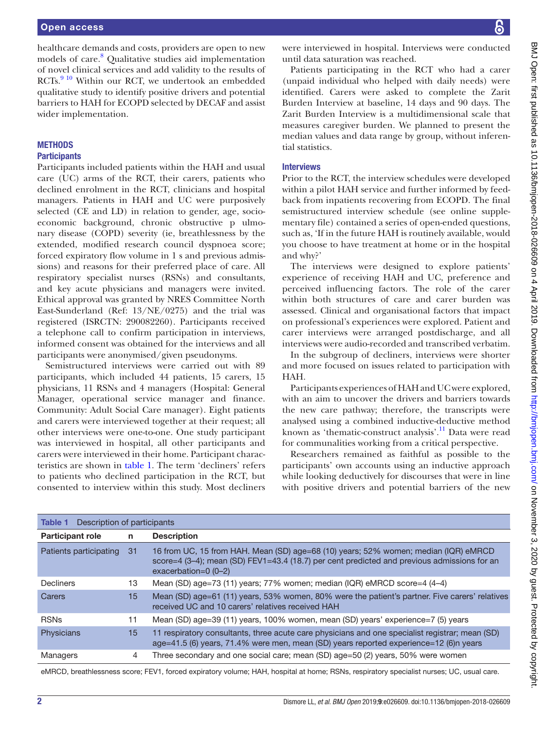healthcare demands and costs, providers are open to new models of care.[8] Qualitative studies aid implementation of novel clinical services and add validity to the results of RCTs.[9 10] Within our RCT, we undertook an embedded qualitative study to identify positive drivers and potential barriers to HAH for ECOPD selected by DECAF and assist wider implementation.

## METHODS

### Participants

Participants included patients within the HAH and usual care (UC) arms of the RCT, their carers, patients who declined enrolment in the RCT, clinicians and hospital managers. Patients in HAH and UC were purposively selected (CE and LD) in relation to gender, age, socioeconomic background, chronic obstructive p ulmonary disease (COPD) severity (ie, breathlessness by the extended, modified research council dyspnoea score; forced expiratory flow volume in 1 s and previous admissions) and reasons for their preferred place of care. All respiratory specialist nurses (RSNs) and consultants, and key acute physicians and managers were invited. Ethical approval was granted by NRES Committee North East-Sunderland (Ref: 13/NE/0275) and the trial was registered (ISRCTN: 290082260). Participants received a telephone call to confirm participation in interviews, informed consent was obtained for the interviews and all participants were anonymised/given pseudonyms.

Semistructured interviews were carried out with 89 participants, which included 44 patients, 15 carers, 15 physicians, 11 RSNs and 4 managers (Hospital: General Manager, operational service manager and finance. Community: Adult Social Care manager). Eight patients and carers were interviewed together at their request; all other interviews were one-to-one. One study participant was interviewed in hospital, all other participants and carers were interviewed in their home. Participant characteristics are shown in table 1. The term 'decliners' refers to patients who declined participation in the RCT, but consented to interview within this study. Most decliners were interviewed in hospital. Interviews were conducted until data saturation was reached.

Patients participating in the RCT who had a carer (unpaid individual who helped with daily needs) were identified. Carers were asked to complete the Zarit Burden Interview at baseline, 14 days and 90 days. The Zarit Burden Interview is a multidimensional scale that measures caregiver burden. We planned to present the median values and data range by group, without inferential statistics.

### Interviews

Prior to the RCT, the interview schedules were developed within a pilot HAH service and further informed by feedback from inpatients recovering from ECOPD. The final semistructured interview schedule (see online supplementary file) contained a series of open-ended questions, such as, 'If in the future HAH is routinely available, would you choose to have treatment at home or in the hospital and why?'

The interviews were designed to explore patients' experience of receiving HAH and UC, preference and perceived influencing factors. The role of the carer within both structures of care and carer burden was assessed. Clinical and organisational factors that impact on professional's experiences were explored. Patient and carer interviews were arranged postdischarge, and all interviews were audio-recorded and transcribed verbatim.

In the subgroup of decliners, interviews were shorter and more focused on issues related to participation with HAH.

Participants experiences of HAH and UC were explored, with an aim to uncover the drivers and barriers towards the new care pathway; therefore, the transcripts were analysed using a combined inductive-deductive method known as 'thematic-construct analysis'.[11] Data were read for communalities working from a critical perspective.

Researchers remained as faithful as possible to the participants' own accounts using an inductive approach while looking deductively for discourses that were in line with positive drivers and potential barriers of the new

**Table 1** Description of participants

| Participant role | n | Description |
|---|---|---|
| Patients participating | 31 | 16 from UC, 15 from HAH. Mean (SD) age=68 (10) years; 52% women; median (IQR) eMRCD score=4 (3–4); mean (SD) FEV1=43.4 (18.7) per cent predicted and previous admissions for an exacerbation=0 (0–2) |
| Decliners | 13 | Mean (SD) age=73 (11) years; 77% women; median (IQR) eMRCD score=4 (4–4) |
| Carers | 15 | Mean (SD) age=61 (11) years, 53% women, 80% were the patient's partner. Five carers' relatives received UC and 10 carers' relatives received HAH |
| RSNs | 11 | Mean (SD) age=39 (11) years, 100% women, mean (SD) years' experience=7 (5) years |
| Physicians | 15 | 11 respiratory consultants, three acute care physicians and one specialist registrar; mean (SD) age=41.5 (6) years, 71.4% were men, mean (SD) years reported experience=12 (6)n years |
| Managers | 4 | Three secondary and one social care; mean (SD) age=50 (2) years, 50% were women |

eMRCD, breathlessness score; FEV1, forced expiratory volume; HAH, hospital at home; RSNs, respiratory specialist nurses; UC, usual care.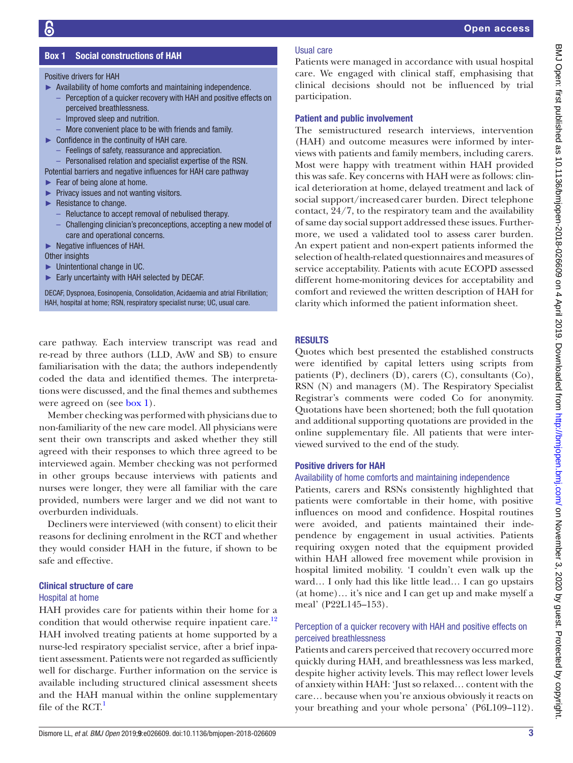## Box 1 Social constructions of HAH

Positive drivers for HAH

- Availability of home comforts and maintaining independence.
  - Perception of a quicker recovery with HAH and positive effects on perceived breathlessness.
  - Improved sleep and nutrition.
  - More convenient place to be with friends and family.
- Confidence in the continuity of HAH care.
  - Feelings of safety, reassurance and appreciation.
  - Personalised relation and specialist expertise of the RSN.

Potential barriers and negative influences for HAH care pathway

- Fear of being alone at home.
- Privacy issues and not wanting visitors.
- Resistance to change.
  - Reluctance to accept removal of nebulised therapy.
  - Challenging clinician's preconceptions, accepting a new model of care and operational concerns.
- Negative influences of HAH.

Other insights

- Unintentional change in UC.
- Early uncertainty with HAH selected by DECAF.

DECAF, Dyspnoea, Eosinopenia, Consolidation, Acidaemia and atrial Fibrillation; HAH, hospital at home; RSN, respiratory specialist nurse; UC, usual care.

care pathway. Each interview transcript was read and re-read by three authors (LLD, AvW and SB) to ensure familiarisation with the data; the authors independently coded the data and identified themes. The interpretations were discussed, and the final themes and subthemes were agreed on (see box 1).

Member checking was performed with physicians due to non-familiarity of the new care model. All physicians were sent their own transcripts and asked whether they still agreed with their responses to which three agreed to be interviewed again. Member checking was not performed in other groups because interviews with patients and nurses were longer, they were all familiar with the care provided, numbers were larger and we did not want to overburden individuals.

Decliners were interviewed (with consent) to elicit their reasons for declining enrolment in the RCT and whether they would consider HAH in the future, if shown to be safe and effective.

### Clinical structure of care

#### Hospital at home

HAH provides care for patients within their home for a condition that would otherwise require inpatient care.[12] HAH involved treating patients at home supported by a nurse-led respiratory specialist service, after a brief inpatient assessment. Patients were not regarded as sufficiently well for discharge. Further information on the service is available including structured clinical assessment sheets and the HAH manual within the online supplementary file of the RCT.[1]

#### Usual care

Patients were managed in accordance with usual hospital care. We engaged with clinical staff, emphasising that clinical decisions should not be influenced by trial participation.

### Patient and public involvement

The semistructured research interviews, intervention (HAH) and outcome measures were informed by interviews with patients and family members, including carers. Most were happy with treatment within HAH provided this was safe. Key concerns with HAH were as follows: clinical deterioration at home, delayed treatment and lack of social support/increased carer burden. Direct telephone contact, 24/7, to the respiratory team and the availability of same day social support addressed these issues. Furthermore, we used a validated tool to assess carer burden. An expert patient and non-expert patients informed the selection of health-related questionnaires and measures of service acceptability. Patients with acute ECOPD assessed different home-monitoring devices for acceptability and comfort and reviewed the written description of HAH for clarity which informed the patient information sheet.

## RESULTS

Quotes which best presented the established constructs were identified by capital letters using scripts from patients (P), decliners (D), carers (C), consultants (Co), RSN (N) and managers (M). The Respiratory Specialist Registrar's comments were coded Co for anonymity. Quotations have been shortened; both the full quotation and additional supporting quotations are provided in the online supplementary file. All patients that were interviewed survived to the end of the study.

### Positive drivers for HAH

#### Availability of home comforts and maintaining independence

Patients, carers and RSNs consistently highlighted that patients were comfortable in their home, with positive influences on mood and confidence. Hospital routines were avoided, and patients maintained their independence by engagement in usual activities. Patients requiring oxygen noted that the equipment provided within HAH allowed free movement while provision in hospital limited mobility. 'I couldn't even walk up the ward… I only had this like little lead… I can go upstairs (at home)… it's nice and I can get up and make myself a meal' (P22L145–153).

#### Perception of a quicker recovery with HAH and positive effects on perceived breathlessness

Patients and carers perceived that recovery occurred more quickly during HAH, and breathlessness was less marked, despite higher activity levels. This may reflect lower levels of anxiety within HAH: 'Just so relaxed… content with the care… because when you're anxious obviously it reacts on your breathing and your whole persona' (P6L109–112).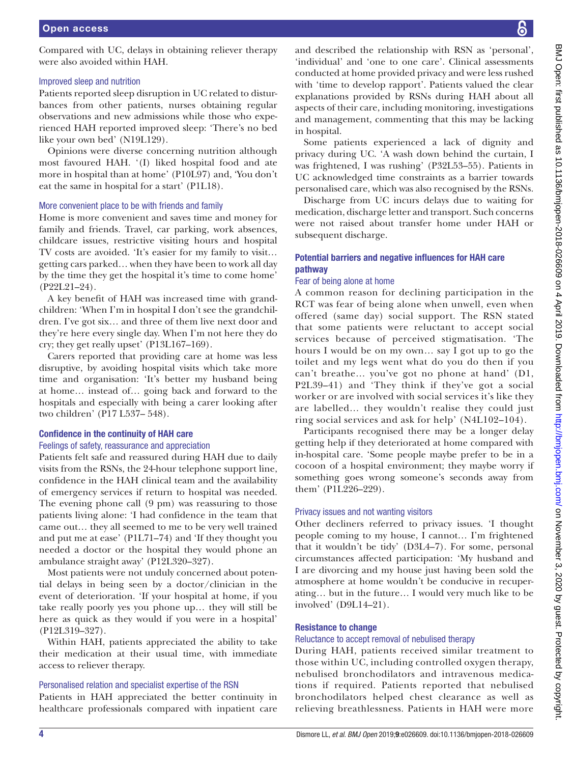Compared with UC, delays in obtaining reliever therapy were also avoided within HAH.

### Improved sleep and nutrition

Patients reported sleep disruption in UC related to disturbances from other patients, nurses obtaining regular observations and new admissions while those who experienced HAH reported improved sleep: 'There's no bed like your own bed' (N19L129).

Opinions were diverse concerning nutrition although most favoured HAH. '(I) liked hospital food and ate more in hospital than at home' (P10L97) and, 'You don't eat the same in hospital for a start' (P1L18).

### More convenient place to be with friends and family

Home is more convenient and saves time and money for family and friends. Travel, car parking, work absences, childcare issues, restrictive visiting hours and hospital TV costs are avoided. 'It's easier for my family to visit… getting cars parked… when they have been to work all day by the time they get the hospital it's time to come home' (P22L21–24).

A key benefit of HAH was increased time with grandchildren: 'When I'm in hospital I don't see the grandchildren. I've got six… and three of them live next door and they're here every single day. When I'm not here they do cry; they get really upset' (P13L167–169).

Carers reported that providing care at home was less disruptive, by avoiding hospital visits which take more time and organisation: 'It's better my husband being at home… instead of… going back and forward to the hospitals and especially with being a carer looking after two children' (P17 L537– 548).

## Confidence in the continuity of HAH care

### Feelings of safety, reassurance and appreciation

Patients felt safe and reassured during HAH due to daily visits from the RSNs, the 24-hour telephone support line, confidence in the HAH clinical team and the availability of emergency services if return to hospital was needed. The evening phone call (9 pm) was reassuring to those patients living alone: 'I had confidence in the team that came out… they all seemed to me to be very well trained and put me at ease' (P1L71–74) and 'If they thought you needed a doctor or the hospital they would phone an ambulance straight away' (P12L320–327).

Most patients were not unduly concerned about potential delays in being seen by a doctor/clinician in the event of deterioration. 'If your hospital at home, if you take really poorly yes you phone up… they will still be here as quick as they would if you were in a hospital' (P12L319–327).

Within HAH, patients appreciated the ability to take their medication at their usual time, with immediate access to reliever therapy.

### Personalised relation and specialist expertise of the RSN

Patients in HAH appreciated the better continuity in healthcare professionals compared with inpatient care and described the relationship with RSN as 'personal', 'individual' and 'one to one care'. Clinical assessments conducted at home provided privacy and were less rushed with 'time to develop rapport'. Patients valued the clear explanations provided by RSNs during HAH about all aspects of their care, including monitoring, investigations and management, commenting that this may be lacking in hospital.

Some patients experienced a lack of dignity and privacy during UC. 'A wash down behind the curtain, I was frightened, I was rushing' (P32L53–55). Patients in UC acknowledged time constraints as a barrier towards personalised care, which was also recognised by the RSNs.

Discharge from UC incurs delays due to waiting for medication, discharge letter and transport. Such concerns were not raised about transfer home under HAH or subsequent discharge.

## Potential barriers and negative influences for HAH care pathway

### Fear of being alone at home

A common reason for declining participation in the RCT was fear of being alone when unwell, even when offered (same day) social support. The RSN stated that some patients were reluctant to accept social services because of perceived stigmatisation. 'The hours I would be on my own… say I got up to go the toilet and my legs went what do you do then if you can't breathe… you've got no phone at hand' (D1, P2L39–41) and 'They think if they've got a social worker or are involved with social services it's like they are labelled… they wouldn't realise they could just ring social services and ask for help' (N4L102–104).

Participants recognised there may be a longer delay getting help if they deteriorated at home compared with in-hospital care. 'Some people maybe prefer to be in a cocoon of a hospital environment; they maybe worry if something goes wrong someone's seconds away from them' (P1L226–229).

### Privacy issues and not wanting visitors

Other decliners referred to privacy issues. 'I thought people coming to my house, I cannot… I'm frightened that it wouldn't be tidy' (D3L4–7). For some, personal circumstances affected participation: 'My husband and I are divorcing and my house just having been sold the atmosphere at home wouldn't be conducive in recuperating… but in the future… I would very much like to be involved' (D9L14–21).

## Resistance to change

### Reluctance to accept removal of nebulised therapy

During HAH, patients received similar treatment to those within UC, including controlled oxygen therapy, nebulised bronchodilators and intravenous medications if required. Patients reported that nebulised bronchodilators helped chest clearance as well as relieving breathlessness. Patients in HAH were more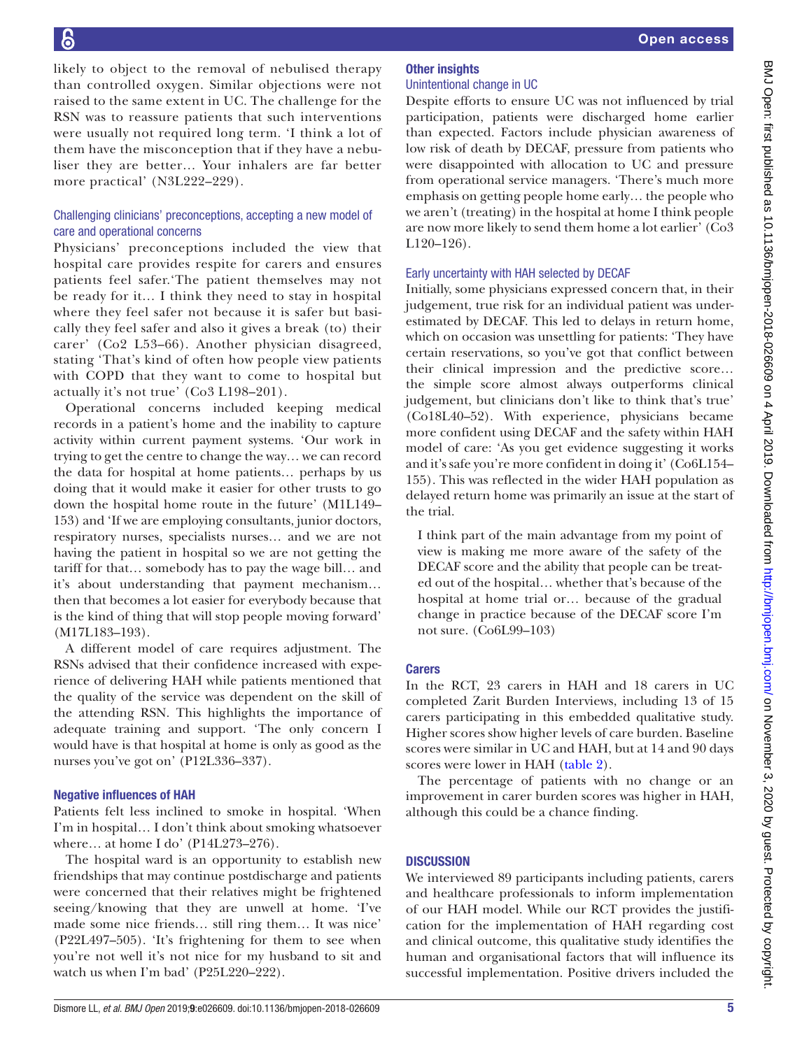likely to object to the removal of nebulised therapy than controlled oxygen. Similar objections were not raised to the same extent in UC. The challenge for the RSN was to reassure patients that such interventions were usually not required long term. 'I think a lot of them have the misconception that if they have a nebuliser they are better… Your inhalers are far better more practical' (N3L222–229).

#### Challenging clinicians' preconceptions, accepting a new model of care and operational concerns

Physicians' preconceptions included the view that hospital care provides respite for carers and ensures patients feel safer.'The patient themselves may not be ready for it… I think they need to stay in hospital where they feel safer not because it is safer but basically they feel safer and also it gives a break (to) their carer' (Co2 L53–66). Another physician disagreed, stating 'That's kind of often how people view patients with COPD that they want to come to hospital but actually it's not true' (Co3 L198–201).

Operational concerns included keeping medical records in a patient's home and the inability to capture activity within current payment systems. 'Our work in trying to get the centre to change the way… we can record the data for hospital at home patients… perhaps by us doing that it would make it easier for other trusts to go down the hospital home route in the future' (M1L149–153) and 'If we are employing consultants, junior doctors, respiratory nurses, specialists nurses… and we are not having the patient in hospital so we are not getting the tariff for that… somebody has to pay the wage bill… and it's about understanding that payment mechanism… then that becomes a lot easier for everybody because that is the kind of thing that will stop people moving forward' (M17L183–193).

A different model of care requires adjustment. The RSNs advised that their confidence increased with experience of delivering HAH while patients mentioned that the quality of the service was dependent on the skill of the attending RSN. This highlights the importance of adequate training and support. 'The only concern I would have is that hospital at home is only as good as the nurses you've got on' (P12L336–337).

### Negative influences of HAH

Patients felt less inclined to smoke in hospital. 'When I'm in hospital… I don't think about smoking whatsoever where… at home I do' (P14L273–276).

The hospital ward is an opportunity to establish new friendships that may continue postdischarge and patients were concerned that their relatives might be frightened seeing/knowing that they are unwell at home. 'I've made some nice friends… still ring them… It was nice' (P22L497–505). 'It's frightening for them to see when you're not well it's not nice for my husband to sit and watch us when I'm bad' (P25L220–222).

### Other insights

#### Unintentional change in UC

Despite efforts to ensure UC was not influenced by trial participation, patients were discharged home earlier than expected. Factors include physician awareness of low risk of death by DECAF, pressure from patients who were disappointed with allocation to UC and pressure from operational service managers. 'There's much more emphasis on getting people home early… the people who we aren't (treating) in the hospital at home I think people are now more likely to send them home a lot earlier' (Co3 L120–126).

#### Early uncertainty with HAH selected by DECAF

Initially, some physicians expressed concern that, in their judgement, true risk for an individual patient was underestimated by DECAF. This led to delays in return home, which on occasion was unsettling for patients: 'They have certain reservations, so you've got that conflict between their clinical impression and the predictive score… the simple score almost always outperforms clinical judgement, but clinicians don't like to think that's true' (Co18L40–52). With experience, physicians became more confident using DECAF and the safety within HAH model of care: 'As you get evidence suggesting it works and it's safe you're more confident in doing it' (Co6L154–155). This was reflected in the wider HAH population as delayed return home was primarily an issue at the start of the trial.

> I think part of the main advantage from my point of view is making me more aware of the safety of the DECAF score and the ability that people can be treated out of the hospital… whether that's because of the hospital at home trial or… because of the gradual change in practice because of the DECAF score I'm not sure. (Co6L99–103)

### Carers

In the RCT, 23 carers in HAH and 18 carers in UC completed Zarit Burden Interviews, including 13 of 15 carers participating in this embedded qualitative study. Higher scores show higher levels of care burden. Baseline scores were similar in UC and HAH, but at 14 and 90 days scores were lower in HAH (table 2).

The percentage of patients with no change or an improvement in carer burden scores was higher in HAH, although this could be a chance finding.

## DISCUSSION

We interviewed 89 participants including patients, carers and healthcare professionals to inform implementation of our HAH model. While our RCT provides the justification for the implementation of HAH regarding cost and clinical outcome, this qualitative study identifies the human and organisational factors that will influence its successful implementation. Positive drivers included the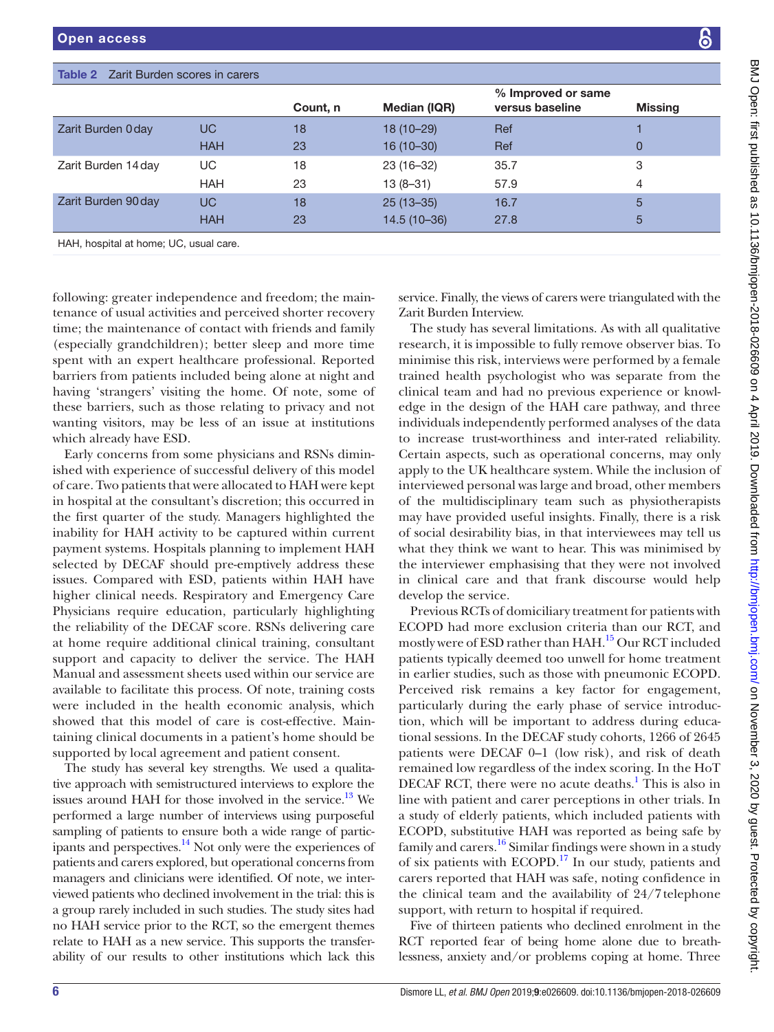**Table 2** Zarit Burden scores in carers

| | | Count, n | Median (IQR) | % Improved or same versus baseline | Missing |
|---|---|---|---|---|---|
| Zarit Burden 0 day | UC | 18 | 18 (10–29) | Ref | 1 |
| | HAH | 23 | 16 (10–30) | Ref | 0 |
| Zarit Burden 14 day | UC | 18 | 23 (16–32) | 35.7 | 3 |
| | HAH | 23 | 13 (8–31) | 57.9 | 4 |
| Zarit Burden 90 day | UC | 18 | 25 (13–35) | 16.7 | 5 |
| | HAH | 23 | 14.5 (10–36) | 27.8 | 5 |

HAH, hospital at home; UC, usual care.

following: greater independence and freedom; the maintenance of usual activities and perceived shorter recovery time; the maintenance of contact with friends and family (especially grandchildren); better sleep and more time spent with an expert healthcare professional. Reported barriers from patients included being alone at night and having 'strangers' visiting the home. Of note, some of these barriers, such as those relating to privacy and not wanting visitors, may be less of an issue at institutions which already have ESD.

Early concerns from some physicians and RSNs diminished with experience of successful delivery of this model of care. Two patients that were allocated to HAH were kept in hospital at the consultant's discretion; this occurred in the first quarter of the study. Managers highlighted the inability for HAH activity to be captured within current payment systems. Hospitals planning to implement HAH selected by DECAF should pre-emptively address these issues. Compared with ESD, patients within HAH have higher clinical needs. Respiratory and Emergency Care Physicians require education, particularly highlighting the reliability of the DECAF score. RSNs delivering care at home require additional clinical training, consultant support and capacity to deliver the service. The HAH Manual and assessment sheets used within our service are available to facilitate this process. Of note, training costs were included in the health economic analysis, which showed that this model of care is cost-effective. Maintaining clinical documents in a patient's home should be supported by local agreement and patient consent.

The study has several key strengths. We used a qualitative approach with semistructured interviews to explore the issues around HAH for those involved in the service.[13] We performed a large number of interviews using purposeful sampling of patients to ensure both a wide range of participants and perspectives.[14] Not only were the experiences of patients and carers explored, but operational concerns from managers and clinicians were identified. Of note, we interviewed patients who declined involvement in the trial: this is a group rarely included in such studies. The study sites had no HAH service prior to the RCT, so the emergent themes relate to HAH as a new service. This supports the transferability of our results to other institutions which lack this service. Finally, the views of carers were triangulated with the Zarit Burden Interview.

The study has several limitations. As with all qualitative research, it is impossible to fully remove observer bias. To minimise this risk, interviews were performed by a female trained health psychologist who was separate from the clinical team and had no previous experience or knowledge in the design of the HAH care pathway, and three individuals independently performed analyses of the data to increase trust-worthiness and inter-rated reliability. Certain aspects, such as operational concerns, may only apply to the UK healthcare system. While the inclusion of interviewed personal was large and broad, other members of the multidisciplinary team such as physiotherapists may have provided useful insights. Finally, there is a risk of social desirability bias, in that interviewees may tell us what they think we want to hear. This was minimised by the interviewer emphasising that they were not involved in clinical care and that frank discourse would help develop the service.

Previous RCTs of domiciliary treatment for patients with ECOPD had more exclusion criteria than our RCT, and mostly were of ESD rather than HAH.[15] Our RCT included patients typically deemed too unwell for home treatment in earlier studies, such as those with pneumonic ECOPD. Perceived risk remains a key factor for engagement, particularly during the early phase of service introduction, which will be important to address during educational sessions. In the DECAF study cohorts, 1266 of 2645 patients were DECAF 0–1 (low risk), and risk of death remained low regardless of the index scoring. In the HoT DECAF RCT, there were no acute deaths.[1] This is also in line with patient and carer perceptions in other trials. In a study of elderly patients, which included patients with ECOPD, substitutive HAH was reported as being safe by family and carers.[16] Similar findings were shown in a study of six patients with ECOPD.[17] In our study, patients and carers reported that HAH was safe, noting confidence in the clinical team and the availability of 24/7 telephone support, with return to hospital if required.

Five of thirteen patients who declined enrolment in the RCT reported fear of being home alone due to breathlessness, anxiety and/or problems coping at home. Three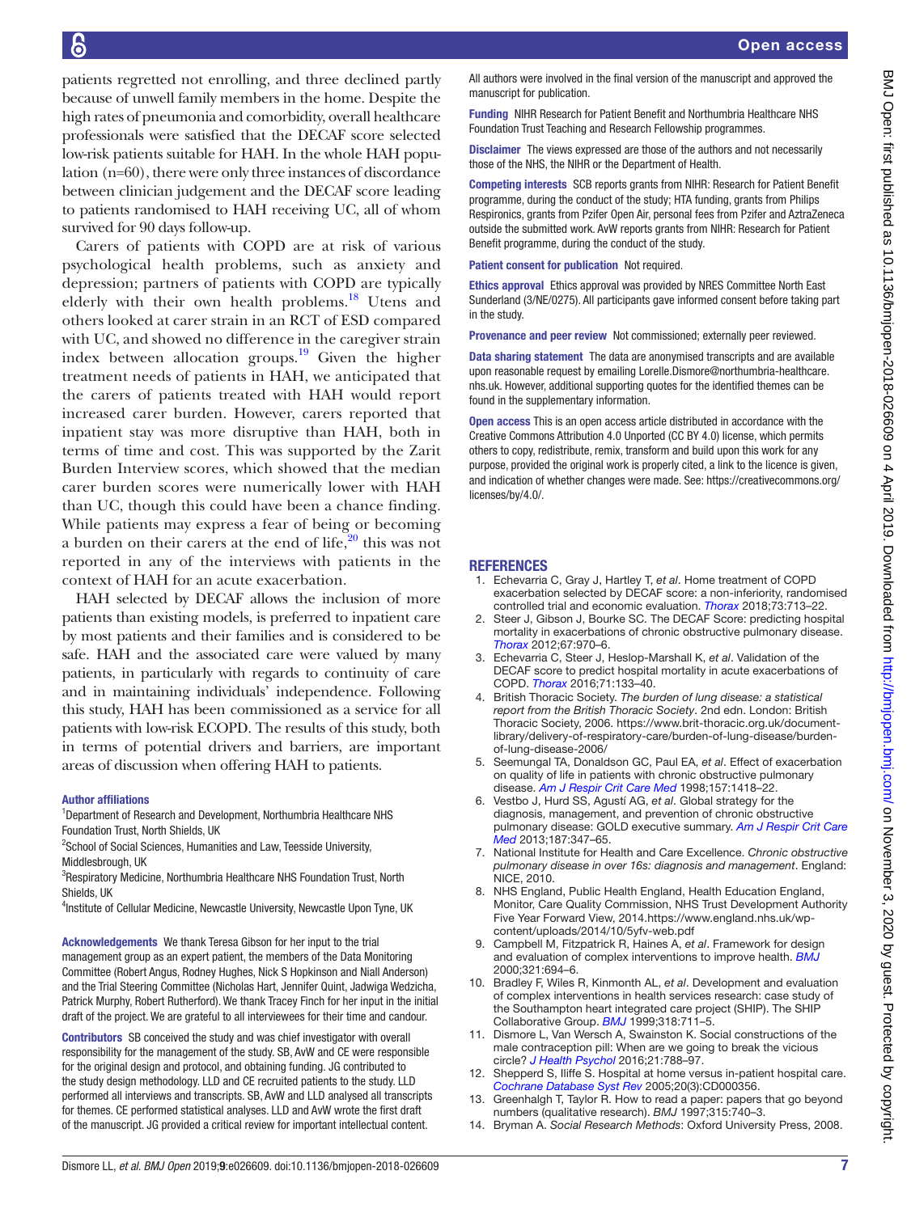patients regretted not enrolling, and three declined partly because of unwell family members in the home. Despite the high rates of pneumonia and comorbidity, overall healthcare professionals were satisfied that the DECAF score selected low-risk patients suitable for HAH. In the whole HAH population (n=60), there were only three instances of discordance between clinician judgement and the DECAF score leading to patients randomised to HAH receiving UC, all of whom survived for 90 days follow-up.

Carers of patients with COPD are at risk of various psychological health problems, such as anxiety and depression; partners of patients with COPD are typically elderly with their own health problems.[18] Utens and others looked at carer strain in an RCT of ESD compared with UC, and showed no difference in the caregiver strain index between allocation groups.[19] Given the higher treatment needs of patients in HAH, we anticipated that the carers of patients treated with HAH would report increased carer burden. However, carers reported that inpatient stay was more disruptive than HAH, both in terms of time and cost. This was supported by the Zarit Burden Interview scores, which showed that the median carer burden scores were numerically lower with HAH than UC, though this could have been a chance finding. While patients may express a fear of being or becoming a burden on their carers at the end of life,[20] this was not reported in any of the interviews with patients in the context of HAH for an acute exacerbation.

HAH selected by DECAF allows the inclusion of more patients than existing models, is preferred to inpatient care by most patients and their families and is considered to be safe. HAH and the associated care were valued by many patients, in particularly with regards to continuity of care and in maintaining individuals' independence. Following this study, HAH has been commissioned as a service for all patients with low-risk ECOPD. The results of this study, both in terms of potential drivers and barriers, are important areas of discussion when offering HAH to patients.

**Author affiliations**

[1]Department of Research and Development, Northumbria Healthcare NHS Foundation Trust, North Shields, UK
[2]School of Social Sciences, Humanities and Law, Teesside University, Middlesbrough, UK
[3]Respiratory Medicine, Northumbria Healthcare NHS Foundation Trust, North Shields, UK
[4]Institute of Cellular Medicine, Newcastle University, Newcastle Upon Tyne, UK

**Acknowledgements** We thank Teresa Gibson for her input to the trial management group as an expert patient, the members of the Data Monitoring Committee (Robert Angus, Rodney Hughes, Nick S Hopkinson and Niall Anderson) and the Trial Steering Committee (Nicholas Hart, Jennifer Quint, Jadwiga Wedzicha, Patrick Murphy, Robert Rutherford). We thank Tracey Finch for her input in the initial draft of the project. We are grateful to all interviewees for their time and candour.

**Contributors** SB conceived the study and was chief investigator with overall responsibility for the management of the study. SB, AvW and CE were responsible for the original design and protocol, and obtaining funding. JG contributed to the study design methodology. LLD and CE recruited patients to the study. LLD performed all interviews and transcripts. SB, AvW and LLD analysed all transcripts for themes. CE performed statistical analyses. LLD and AvW wrote the first draft of the manuscript. JG provided a critical review for important intellectual content. All authors were involved in the final version of the manuscript and approved the manuscript for publication.

**Funding** NIHR Research for Patient Benefit and Northumbria Healthcare NHS Foundation Trust Teaching and Research Fellowship programmes.

**Disclaimer** The views expressed are those of the authors and not necessarily those of the NHS, the NIHR or the Department of Health.

**Competing interests** SCB reports grants from NIHR: Research for Patient Benefit programme, during the conduct of the study; HTA funding, grants from Philips Respironics, grants from Pzifer Open Air, personal fees from Pzifer and AztraZeneca outside the submitted work. AvW reports grants from NIHR: Research for Patient Benefit programme, during the conduct of the study.

**Patient consent for publication** Not required.

**Ethics approval** Ethics approval was provided by NRES Committee North East Sunderland (3/NE/0275). All participants gave informed consent before taking part in the study.

**Provenance and peer review** Not commissioned; externally peer reviewed.

**Data sharing statement** The data are anonymised transcripts and are available upon reasonable request by emailing Lorelle.Dismore@northumbria-healthcare.nhs.uk. However, additional supporting quotes for the identified themes can be found in the supplementary information.

**Open access** This is an open access article distributed in accordance with the Creative Commons Attribution 4.0 Unported (CC BY 4.0) license, which permits others to copy, redistribute, remix, transform and build upon this work for any purpose, provided the original work is properly cited, a link to the licence is given, and indication of whether changes were made. See: https://creativecommons.org/licenses/by/4.0/.

## REFERENCES

1. Echevarria C, Gray J, Hartley T, *et al*. Home treatment of COPD exacerbation selected by DECAF score: a non-inferiority, randomised controlled trial and economic evaluation. *Thorax* 2018;73:713–22.
2. Steer J, Gibson J, Bourke SC. The DECAF Score: predicting hospital mortality in exacerbations of chronic obstructive pulmonary disease. *Thorax* 2012;67:970–6.
3. Echevarria C, Steer J, Heslop-Marshall K, *et al*. Validation of the DECAF score to predict hospital mortality in acute exacerbations of COPD. *Thorax* 2016;71:133–40.
4. British Thoracic Society. *The burden of lung disease: a statistical report from the British Thoracic Society*. 2nd edn. London: British Thoracic Society, 2006. https://www.brit-thoracic.org.uk/document-library/delivery-of-respiratory-care/burden-of-lung-disease/burden-of-lung-disease-2006/
5. Seemungal TA, Donaldson GC, Paul EA, *et al*. Effect of exacerbation on quality of life in patients with chronic obstructive pulmonary disease. *Am J Respir Crit Care Med* 1998;157:1418–22.
6. Vestbo J, Hurd SS, Agustí AG, *et al*. Global strategy for the diagnosis, management, and prevention of chronic obstructive pulmonary disease: GOLD executive summary. *Am J Respir Crit Care Med* 2013;187:347–65.
7. National Institute for Health and Care Excellence. *Chronic obstructive pulmonary disease in over 16s: diagnosis and management*. England: NICE, 2010.
8. NHS England, Public Health England, Health Education England, Monitor, Care Quality Commission, NHS Trust Development Authority Five Year Forward View, 2014.https://www.england.nhs.uk/wp-content/uploads/2014/10/5yfv-web.pdf
9. Campbell M, Fitzpatrick R, Haines A, *et al*. Framework for design and evaluation of complex interventions to improve health. *BMJ* 2000;321:694–6.
10. Bradley F, Wiles R, Kinmonth AL, *et al*. Development and evaluation of complex interventions in health services research: case study of the Southampton heart integrated care project (SHIP). The SHIP Collaborative Group. *BMJ* 1999;318:711–5.
11. Dismore L, Van Wersch A, Swainston K. Social constructions of the male contraception pill: When are we going to break the vicious circle? *J Health Psychol* 2016;21:788–97.
12. Shepperd S, Iliffe S. Hospital at home versus in-patient hospital care. *Cochrane Database Syst Rev* 2005;20(3):CD000356.
13. Greenhalgh T, Taylor R. How to read a paper: papers that go beyond numbers (qualitative research). *BMJ* 1997;315:740–3.
14. Bryman A. *Social Research Methods*: Oxford University Press, 2008.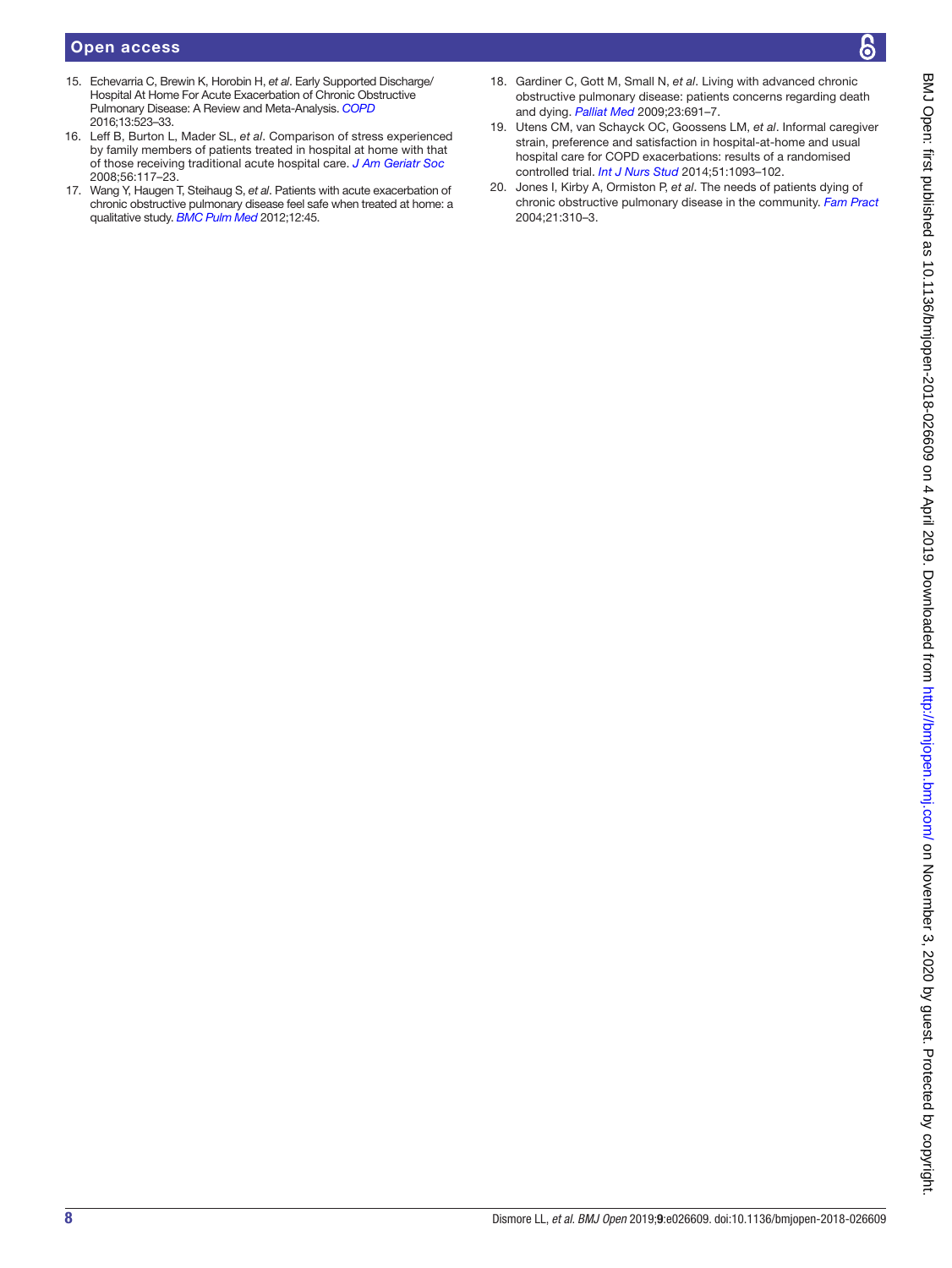15. Echevarria C, Brewin K, Horobin H, *et al*. Early Supported Discharge/Hospital At Home For Acute Exacerbation of Chronic Obstructive Pulmonary Disease: A Review and Meta-Analysis. *COPD* 2016;13:523–33.
16. Leff B, Burton L, Mader SL, *et al*. Comparison of stress experienced by family members of patients treated in hospital at home with that of those receiving traditional acute hospital care. *J Am Geriatr Soc* 2008;56:117–23.
17. Wang Y, Haugen T, Steihaug S, *et al*. Patients with acute exacerbation of chronic obstructive pulmonary disease feel safe when treated at home: a qualitative study. *BMC Pulm Med* 2012;12:45.
18. Gardiner C, Gott M, Small N, *et al*. Living with advanced chronic obstructive pulmonary disease: patients concerns regarding death and dying. *Palliat Med* 2009;23:691–7.
19. Utens CM, van Schayck OC, Goossens LM, *et al*. Informal caregiver strain, preference and satisfaction in hospital-at-home and usual hospital care for COPD exacerbations: results of a randomised controlled trial. *Int J Nurs Stud* 2014;51:1093–102.
20. Jones I, Kirby A, Ormiston P, *et al*. The needs of patients dying of chronic obstructive pulmonary disease in the community. *Fam Pract* 2004;21:310–3.